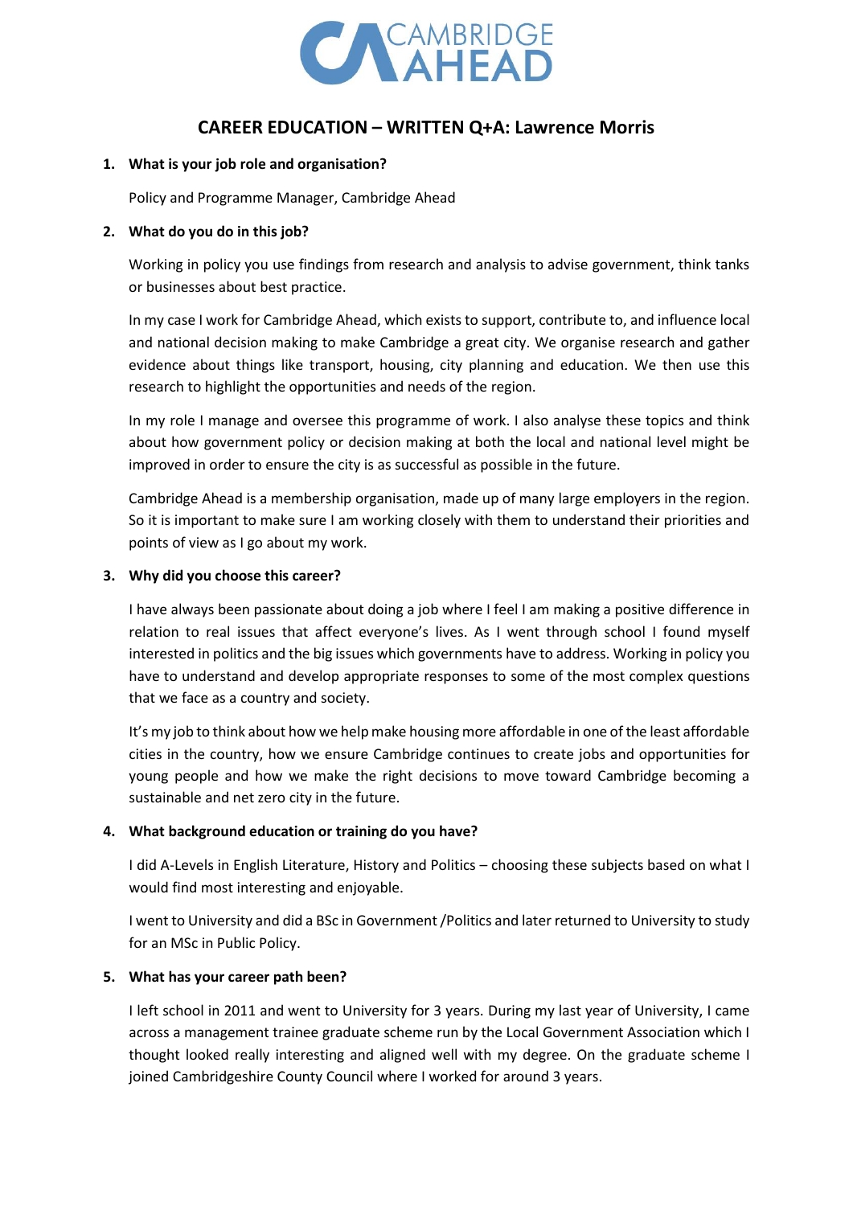CAMBRIDGE AHEAD

# CAREER EDUCATION – WRITTEN Q+A: Lawrence Morris

**1. What is your job role and organisation?**

Policy and Programme Manager, Cambridge Ahead

**2. What do you do in this job?**

Working in policy you use findings from research and analysis to advise government, think tanks or businesses about best practice.

In my case I work for Cambridge Ahead, which exists to support, contribute to, and influence local and national decision making to make Cambridge a great city. We organise research and gather evidence about things like transport, housing, city planning and education. We then use this research to highlight the opportunities and needs of the region.

In my role I manage and oversee this programme of work. I also analyse these topics and think about how government policy or decision making at both the local and national level might be improved in order to ensure the city is as successful as possible in the future.

Cambridge Ahead is a membership organisation, made up of many large employers in the region. So it is important to make sure I am working closely with them to understand their priorities and points of view as I go about my work.

**3. Why did you choose this career?**

I have always been passionate about doing a job where I feel I am making a positive difference in relation to real issues that affect everyone's lives. As I went through school I found myself interested in politics and the big issues which governments have to address. Working in policy you have to understand and develop appropriate responses to some of the most complex questions that we face as a country and society.

It's my job to think about how we help make housing more affordable in one of the least affordable cities in the country, how we ensure Cambridge continues to create jobs and opportunities for young people and how we make the right decisions to move toward Cambridge becoming a sustainable and net zero city in the future.

**4. What background education or training do you have?**

I did A-Levels in English Literature, History and Politics – choosing these subjects based on what I would find most interesting and enjoyable.

I went to University and did a BSc in Government /Politics and later returned to University to study for an MSc in Public Policy.

**5. What has your career path been?**

I left school in 2011 and went to University for 3 years. During my last year of University, I came across a management trainee graduate scheme run by the Local Government Association which I thought looked really interesting and aligned well with my degree. On the graduate scheme I joined Cambridgeshire County Council where I worked for around 3 years.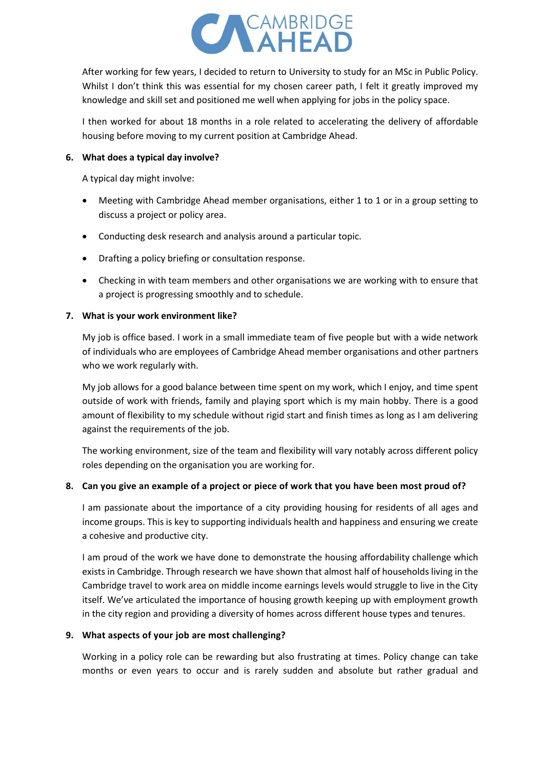After working for few years, I decided to return to University to study for an MSc in Public Policy. Whilst I don't think this was essential for my chosen career path, I felt it greatly improved my knowledge and skill set and positioned me well when applying for jobs in the policy space.

I then worked for about 18 months in a role related to accelerating the delivery of affordable housing before moving to my current position at Cambridge Ahead.

**6. What does a typical day involve?**

A typical day might involve:

- Meeting with Cambridge Ahead member organisations, either 1 to 1 or in a group setting to discuss a project or policy area.
- Conducting desk research and analysis around a particular topic.
- Drafting a policy briefing or consultation response.
- Checking in with team members and other organisations we are working with to ensure that a project is progressing smoothly and to schedule.

**7. What is your work environment like?**

My job is office based. I work in a small immediate team of five people but with a wide network of individuals who are employees of Cambridge Ahead member organisations and other partners who we work regularly with.

My job allows for a good balance between time spent on my work, which I enjoy, and time spent outside of work with friends, family and playing sport which is my main hobby. There is a good amount of flexibility to my schedule without rigid start and finish times as long as I am delivering against the requirements of the job.

The working environment, size of the team and flexibility will vary notably across different policy roles depending on the organisation you are working for.

**8. Can you give an example of a project or piece of work that you have been most proud of?**

I am passionate about the importance of a city providing housing for residents of all ages and income groups. This is key to supporting individuals health and happiness and ensuring we create a cohesive and productive city.

I am proud of the work we have done to demonstrate the housing affordability challenge which exists in Cambridge. Through research we have shown that almost half of households living in the Cambridge travel to work area on middle income earnings levels would struggle to live in the City itself. We've articulated the importance of housing growth keeping up with employment growth in the city region and providing a diversity of homes across different house types and tenures.

**9. What aspects of your job are most challenging?**

Working in a policy role can be rewarding but also frustrating at times. Policy change can take months or even years to occur and is rarely sudden and absolute but rather gradual and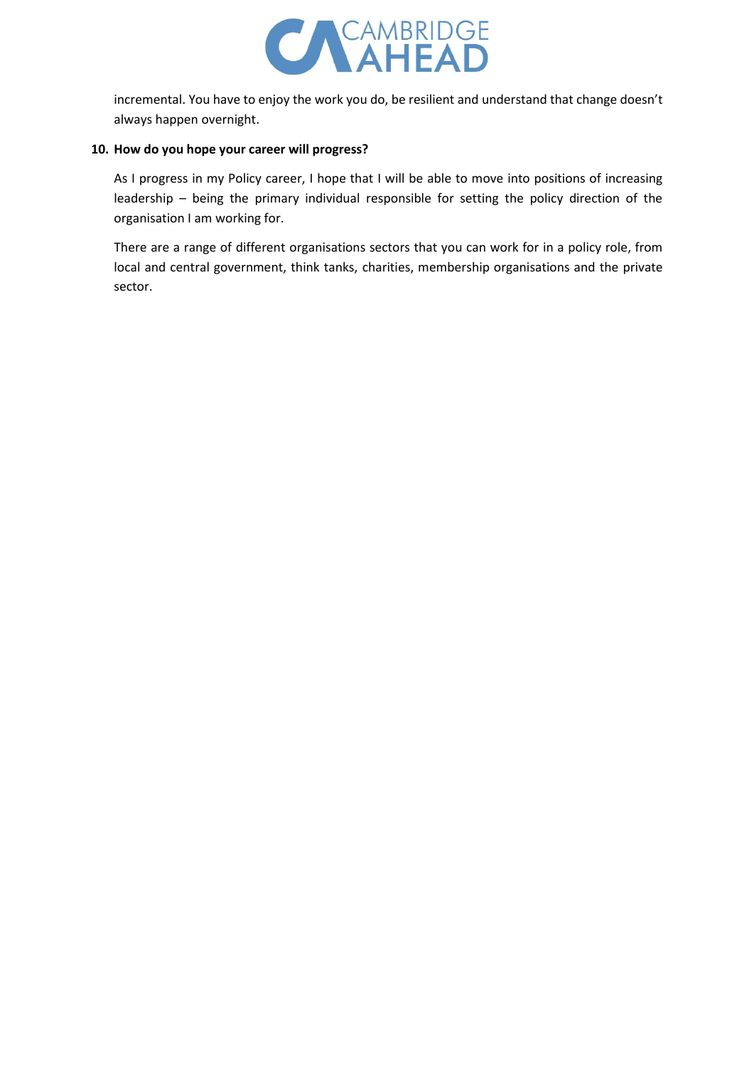incremental. You have to enjoy the work you do, be resilient and understand that change doesn't always happen overnight.

**10. How do you hope your career will progress?**

As I progress in my Policy career, I hope that I will be able to move into positions of increasing leadership – being the primary individual responsible for setting the policy direction of the organisation I am working for.

There are a range of different organisations sectors that you can work for in a policy role, from local and central government, think tanks, charities, membership organisations and the private sector.